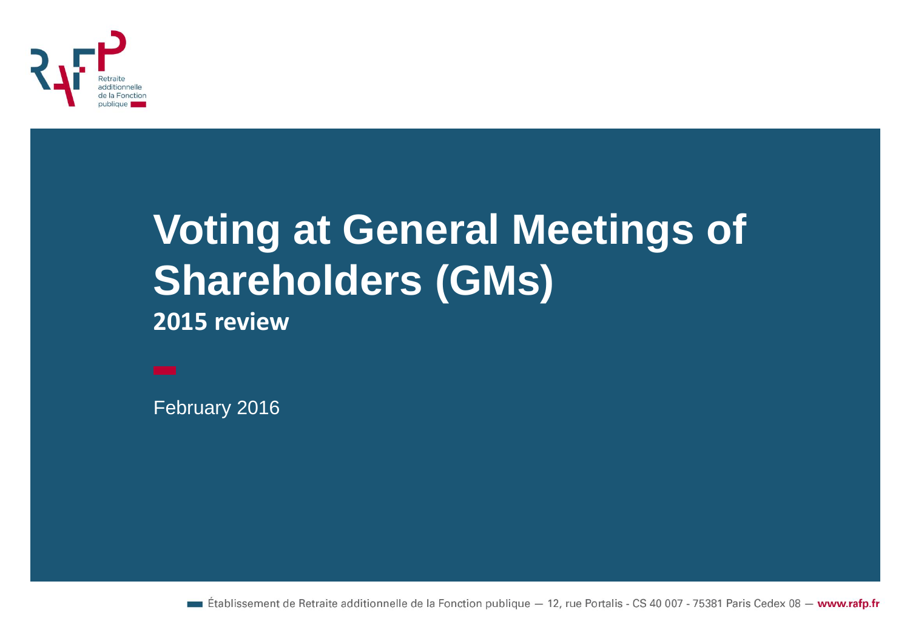# Voting at General Meetings of Shareholders (GMs)

**2015 review**

February 2016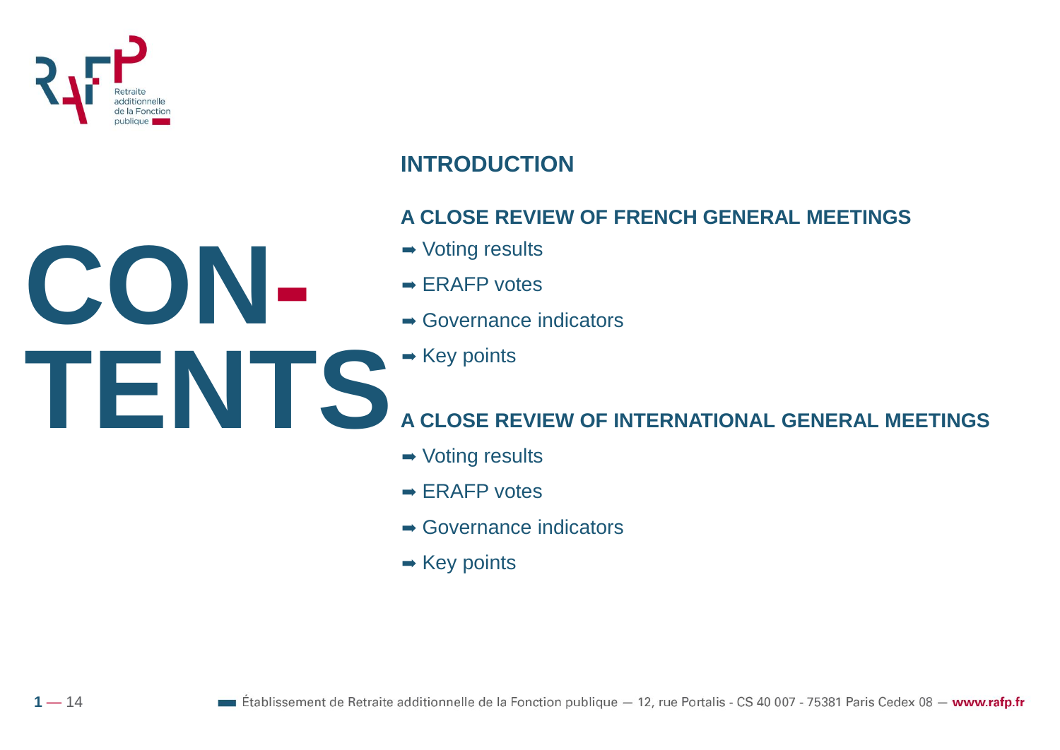# CONTENTS

## INTRODUCTION

## A CLOSE REVIEW OF FRENCH GENERAL MEETINGS

- ➡ Voting results
- ➡ ERAFP votes
- ➡ Governance indicators
- ➡ Key points

## A CLOSE REVIEW OF INTERNATIONAL GENERAL MEETINGS

- ➡ Voting results
- ➡ ERAFP votes
- ➡ Governance indicators
- ➡ Key points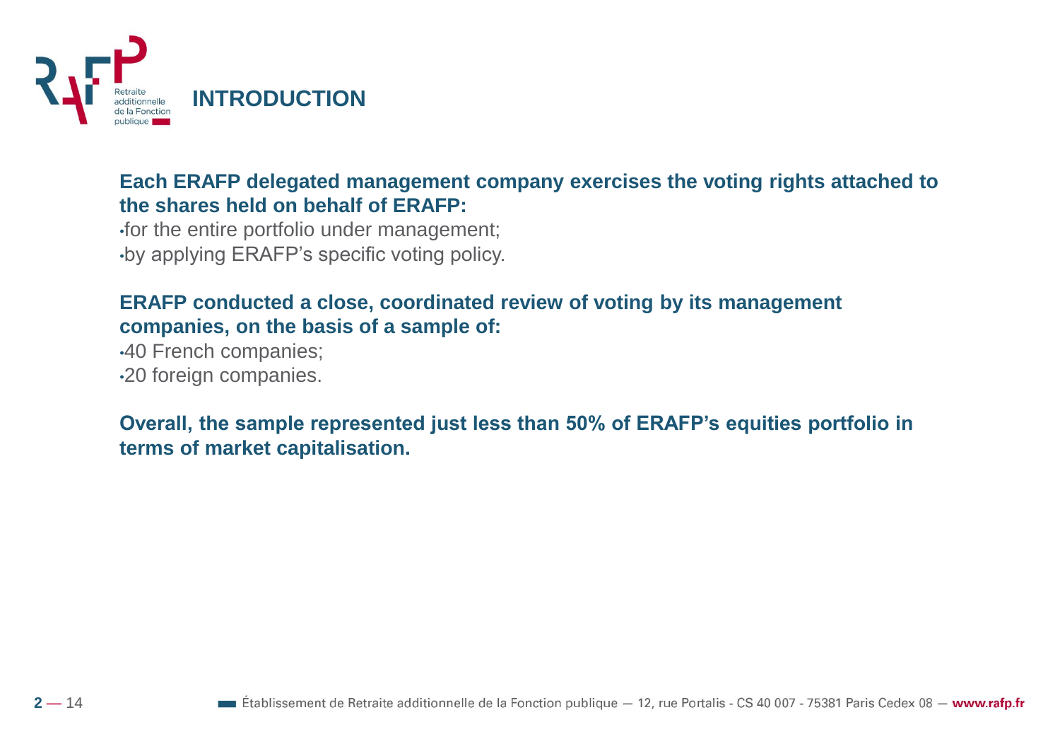# INTRODUCTION

**Each ERAFP delegated management company exercises the voting rights attached to the shares held on behalf of ERAFP:**

- for the entire portfolio under management;
- by applying ERAFP's specific voting policy.

**ERAFP conducted a close, coordinated review of voting by its management companies, on the basis of a sample of:**

- 40 French companies;
- 20 foreign companies.

**Overall, the sample represented just less than 50% of ERAFP's equities portfolio in terms of market capitalisation.**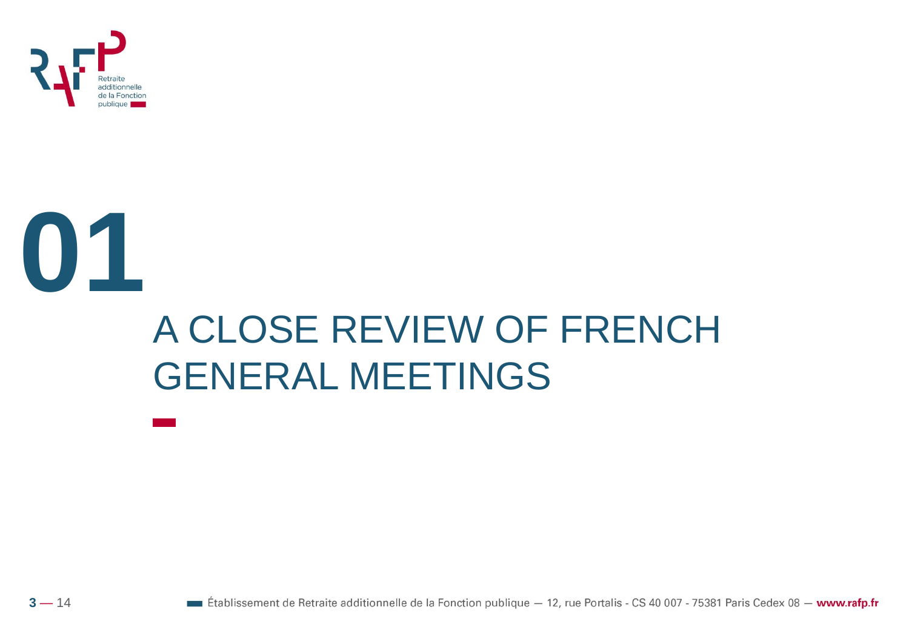# 01

# A CLOSE REVIEW OF FRENCH GENERAL MEETINGS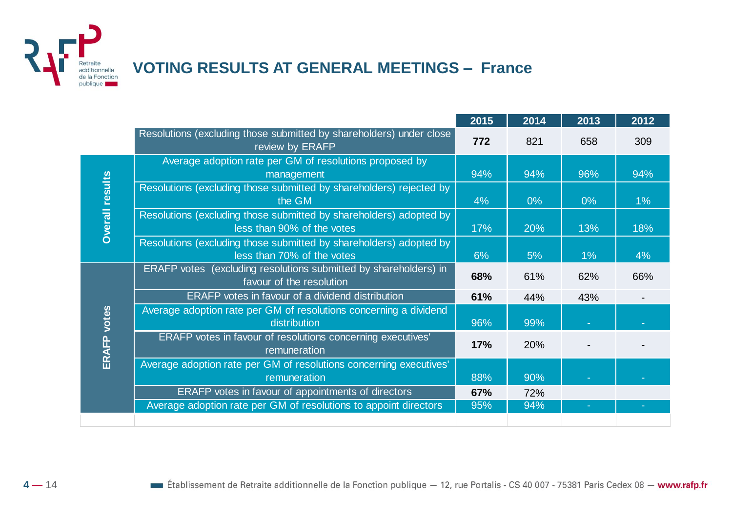## VOTING RESULTS AT GENERAL MEETINGS – France

| | | 2015 | 2014 | 2013 | 2012 |
|---|---|---|---|---|---|
| | Resolutions (excluding those submitted by shareholders) under close review by ERAFP | **772** | 821 | 658 | 309 |
| Overall results | Average adoption rate per GM of resolutions proposed by management | 94% | 94% | 96% | 94% |
| | Resolutions (excluding those submitted by shareholders) rejected by the GM | 4% | 0% | 0% | 1% |
| | Resolutions (excluding those submitted by shareholders) adopted by less than 90% of the votes | 17% | 20% | 13% | 18% |
| | Resolutions (excluding those submitted by shareholders) adopted by less than 70% of the votes | 6% | 5% | 1% | 4% |
| ERAFP votes | ERAFP votes (excluding resolutions submitted by shareholders) in favour of the resolution | **68%** | 61% | 62% | 66% |
| | ERAFP votes in favour of a dividend distribution | **61%** | 44% | 43% | - |
| | Average adoption rate per GM of resolutions concerning a dividend distribution | 96% | 99% | - | - |
| | ERAFP votes in favour of resolutions concerning executives' remuneration | **17%** | 20% | - | - |
| | Average adoption rate per GM of resolutions concerning executives' remuneration | 88% | 90% | - | - |
| | ERAFP votes in favour of appointments of directors | **67%** | 72% | | |
| | Average adoption rate per GM of resolutions to appoint directors | 95% | 94% | - | - |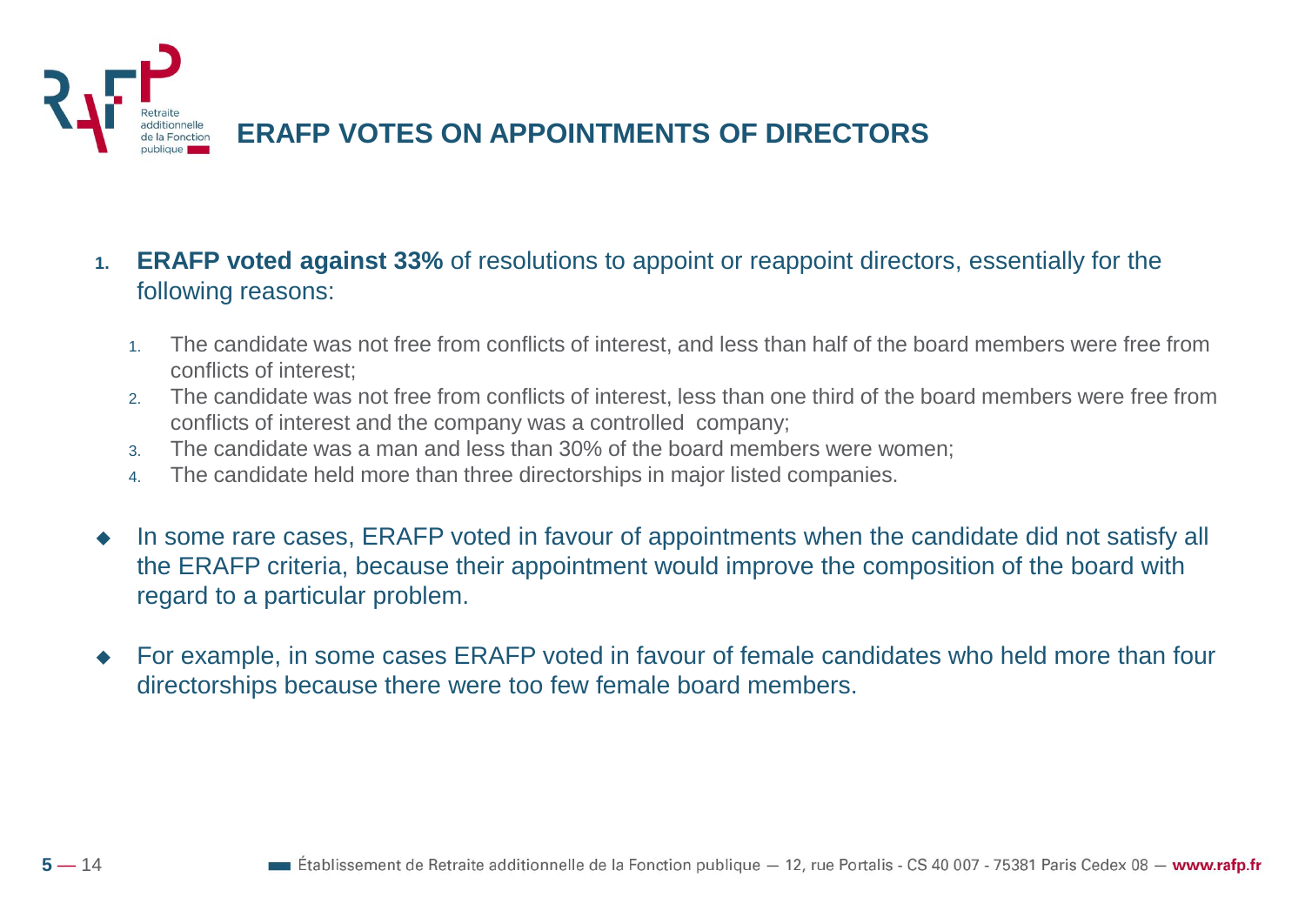# ERAFP VOTES ON APPOINTMENTS OF DIRECTORS

1. **ERAFP voted against 33%** of resolutions to appoint or reappoint directors, essentially for the following reasons:

    1. The candidate was not free from conflicts of interest, and less than half of the board members were free from conflicts of interest;
    2. The candidate was not free from conflicts of interest, less than one third of the board members were free from conflicts of interest and the company was a controlled company;
    3. The candidate was a man and less than 30% of the board members were women;
    4. The candidate held more than three directorships in major listed companies.

- In some rare cases, ERAFP voted in favour of appointments when the candidate did not satisfy all the ERAFP criteria, because their appointment would improve the composition of the board with regard to a particular problem.
- For example, in some cases ERAFP voted in favour of female candidates who held more than four directorships because there were too few female board members.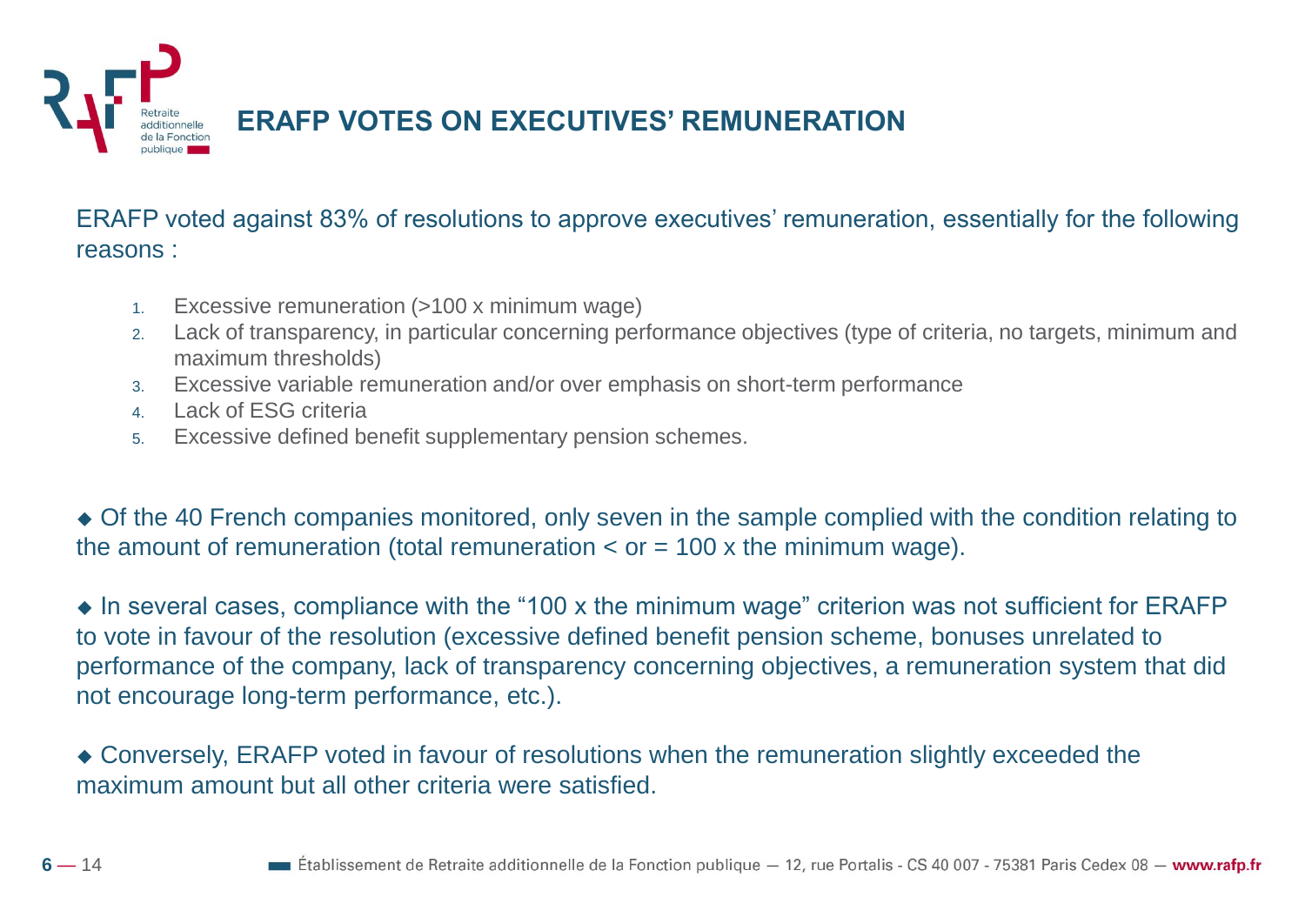# ERAFP VOTES ON EXECUTIVES' REMUNERATION

ERAFP voted against 83% of resolutions to approve executives' remuneration, essentially for the following reasons :

1. Excessive remuneration (>100 x minimum wage)
2. Lack of transparency, in particular concerning performance objectives (type of criteria, no targets, minimum and maximum thresholds)
3. Excessive variable remuneration and/or over emphasis on short-term performance
4. Lack of ESG criteria
5. Excessive defined benefit supplementary pension schemes.

◆ Of the 40 French companies monitored, only seven in the sample complied with the condition relating to the amount of remuneration (total remuneration < or = 100 x the minimum wage).

◆ In several cases, compliance with the "100 x the minimum wage" criterion was not sufficient for ERAFP to vote in favour of the resolution (excessive defined benefit pension scheme, bonuses unrelated to performance of the company, lack of transparency concerning objectives, a remuneration system that did not encourage long-term performance, etc.).

◆ Conversely, ERAFP voted in favour of resolutions when the remuneration slightly exceeded the maximum amount but all other criteria were satisfied.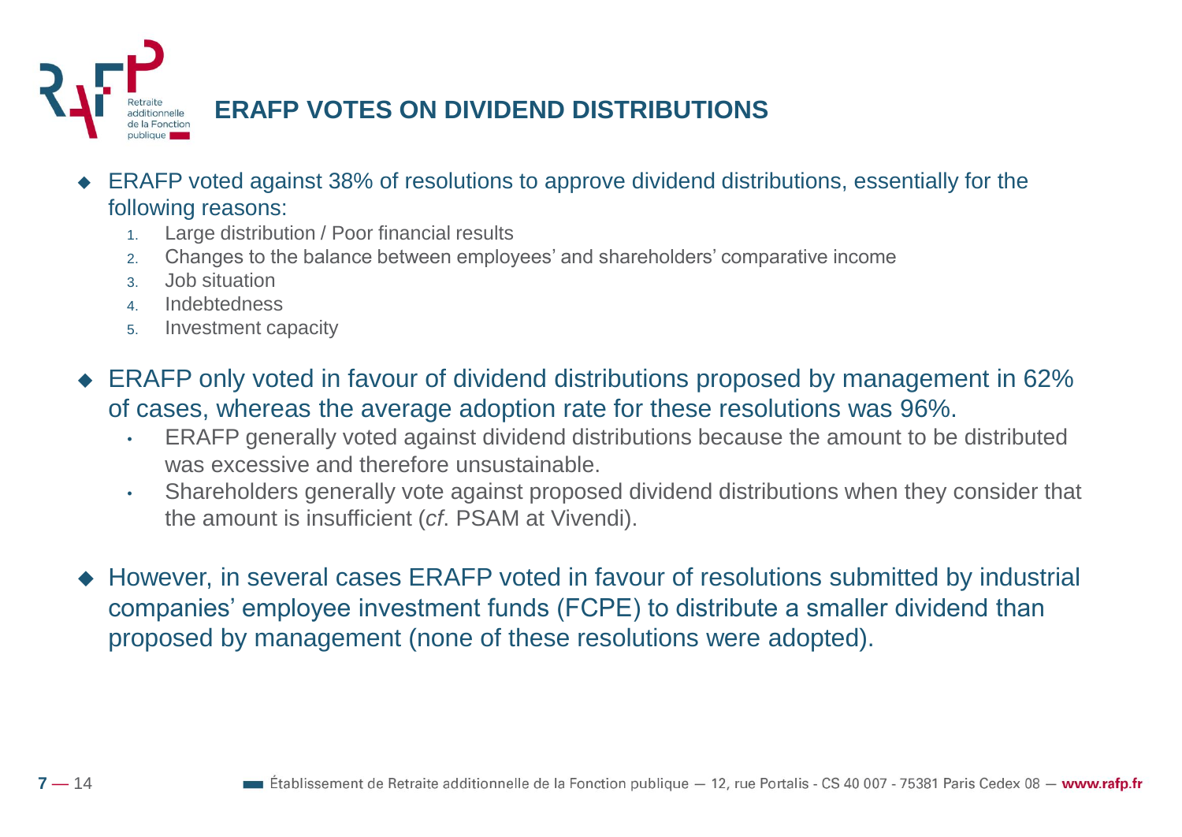# ERAFP VOTES ON DIVIDEND DISTRIBUTIONS

- ERAFP voted against 38% of resolutions to approve dividend distributions, essentially for the following reasons:
  1. Large distribution / Poor financial results
  2. Changes to the balance between employees' and shareholders' comparative income
  3. Job situation
  4. Indebtedness
  5. Investment capacity

- ERAFP only voted in favour of dividend distributions proposed by management in 62% of cases, whereas the average adoption rate for these resolutions was 96%.
  - ERAFP generally voted against dividend distributions because the amount to be distributed was excessive and therefore unsustainable.
  - Shareholders generally vote against proposed dividend distributions when they consider that the amount is insufficient (*cf*. PSAM at Vivendi).

- However, in several cases ERAFP voted in favour of resolutions submitted by industrial companies' employee investment funds (FCPE) to distribute a smaller dividend than proposed by management (none of these resolutions were adopted).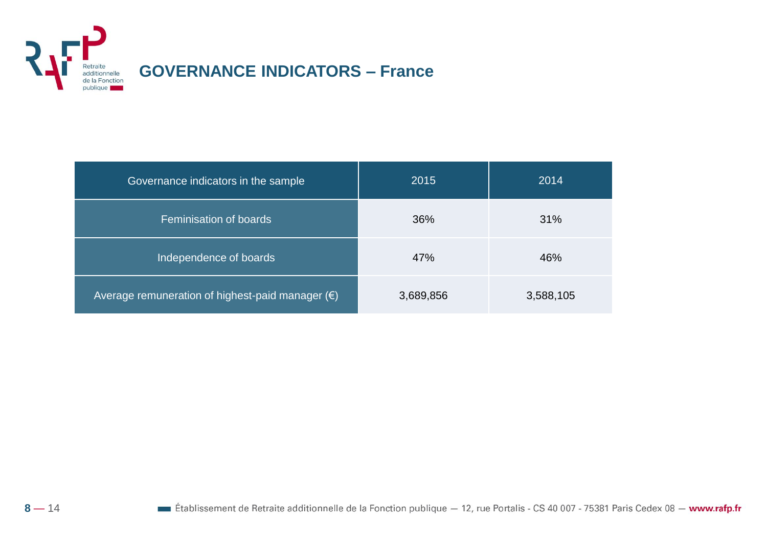# GOVERNANCE INDICATORS – France

| Governance indicators in the sample | 2015 | 2014 |
|---|---|---|
| Feminisation of boards | 36% | 31% |
| Independence of boards | 47% | 46% |
| Average remuneration of highest-paid manager (€) | 3,689,856 | 3,588,105 |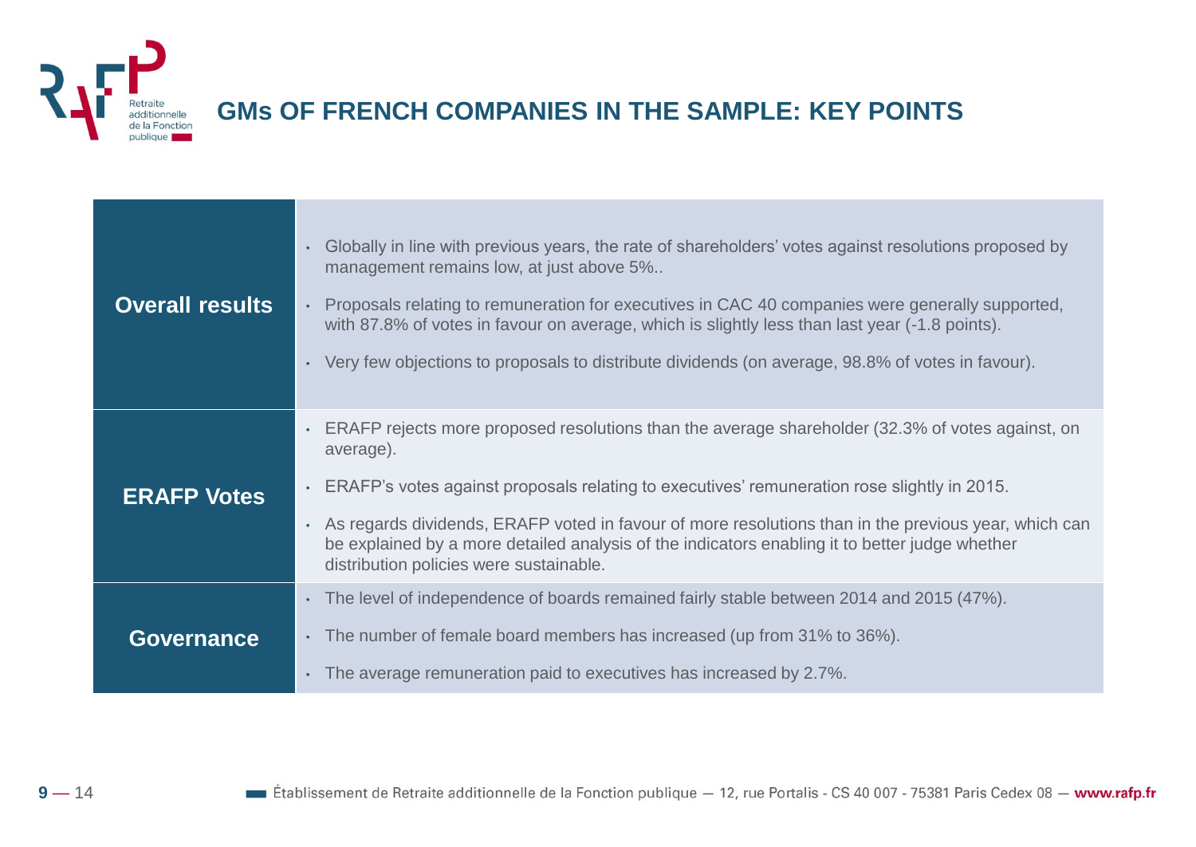# GMs OF FRENCH COMPANIES IN THE SAMPLE: KEY POINTS

| | |
|---|---|
| **Overall results** | • Globally in line with previous years, the rate of shareholders' votes against resolutions proposed by management remains low, at just above 5%..<br>• Proposals relating to remuneration for executives in CAC 40 companies were generally supported, with 87.8% of votes in favour on average, which is slightly less than last year (-1.8 points).<br>• Very few objections to proposals to distribute dividends (on average, 98.8% of votes in favour). |
| **ERAFP Votes** | • ERAFP rejects more proposed resolutions than the average shareholder (32.3% of votes against, on average).<br>• ERAFP's votes against proposals relating to executives' remuneration rose slightly in 2015.<br>• As regards dividends, ERAFP voted in favour of more resolutions than in the previous year, which can be explained by a more detailed analysis of the indicators enabling it to better judge whether distribution policies were sustainable. |
| **Governance** | • The level of independence of boards remained fairly stable between 2014 and 2015 (47%).<br>• The number of female board members has increased (up from 31% to 36%).<br>• The average remuneration paid to executives has increased by 2.7%. |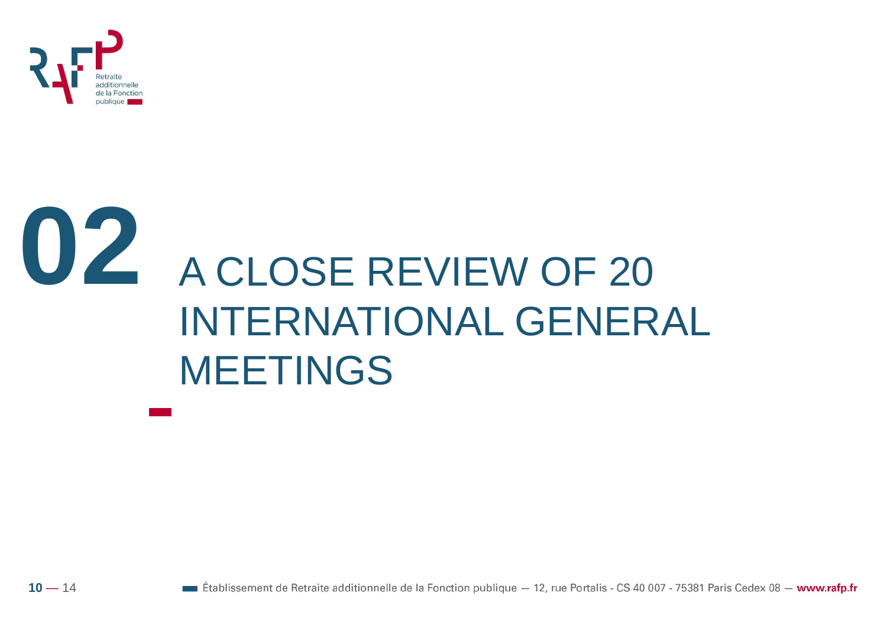# 02 A CLOSE REVIEW OF 20 INTERNATIONAL GENERAL MEETINGS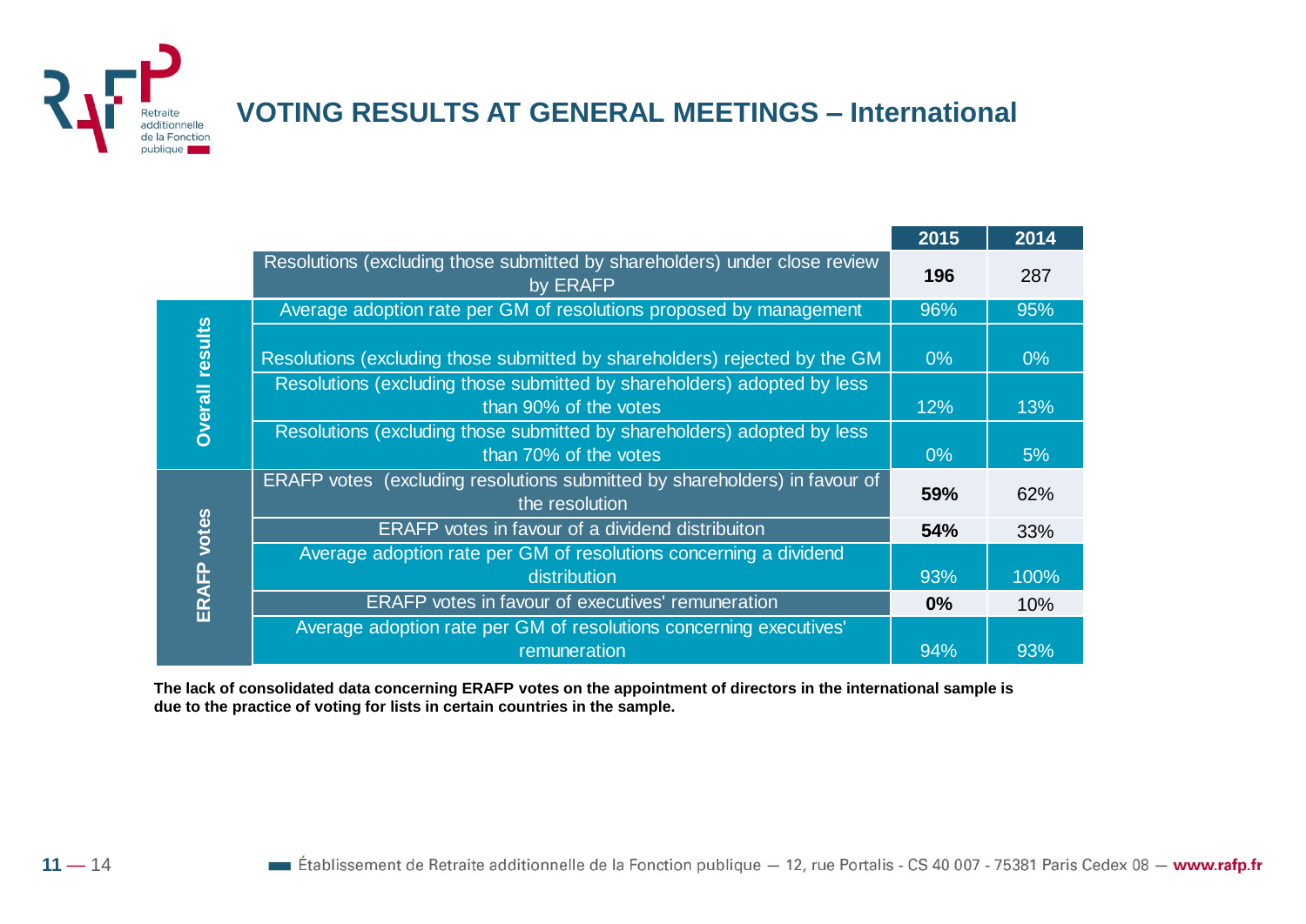# VOTING RESULTS AT GENERAL MEETINGS – International

| | | 2015 | 2014 |
|---|---|---|---|
| | Resolutions (excluding those submitted by shareholders) under close review by ERAFP | **196** | 287 |
| Overall results | Average adoption rate per GM of resolutions proposed by management | 96% | 95% |
| | Resolutions (excluding those submitted by shareholders) rejected by the GM | 0% | 0% |
| | Resolutions (excluding those submitted by shareholders) adopted by less than 90% of the votes | 12% | 13% |
| | Resolutions (excluding those submitted by shareholders) adopted by less than 70% of the votes | 0% | 5% |
| ERAFP votes | ERAFP votes (excluding resolutions submitted by shareholders) in favour of the resolution | **59%** | 62% |
| | ERAFP votes in favour of a dividend distribuiton | **54%** | 33% |
| | Average adoption rate per GM of resolutions concerning a dividend distribution | 93% | 100% |
| | ERAFP votes in favour of executives' remuneration | **0%** | 10% |
| | Average adoption rate per GM of resolutions concerning executives' remuneration | 94% | 93% |

**The lack of consolidated data concerning ERAFP votes on the appointment of directors in the international sample is due to the practice of voting for lists in certain countries in the sample.**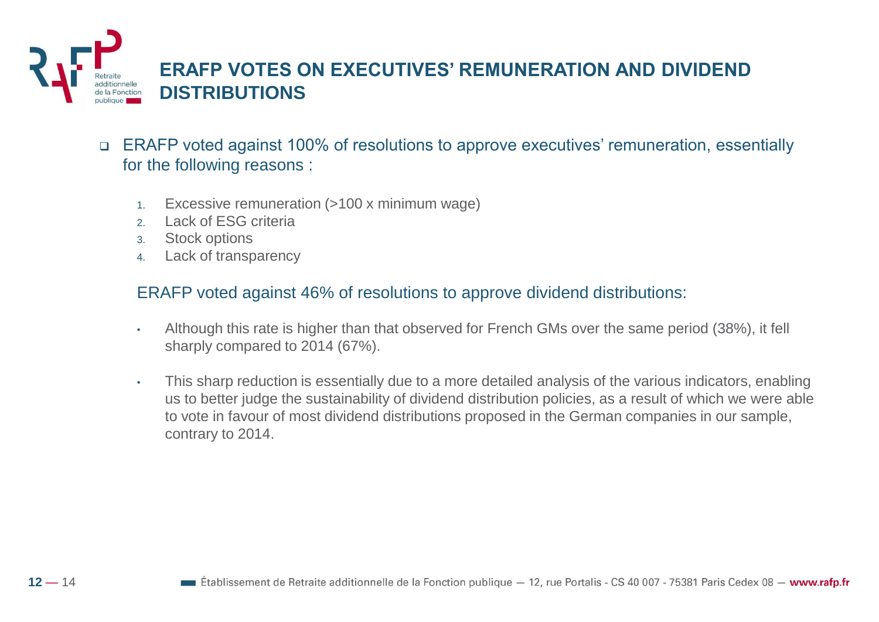# ERAFP VOTES ON EXECUTIVES' REMUNERATION AND DIVIDEND DISTRIBUTIONS

- ERAFP voted against 100% of resolutions to approve executives' remuneration, essentially for the following reasons :

  1. Excessive remuneration (>100 x minimum wage)
  2. Lack of ESG criteria
  3. Stock options
  4. Lack of transparency

ERAFP voted against 46% of resolutions to approve dividend distributions:

- Although this rate is higher than that observed for French GMs over the same period (38%), it fell sharply compared to 2014 (67%).
- This sharp reduction is essentially due to a more detailed analysis of the various indicators, enabling us to better judge the sustainability of dividend distribution policies, as a result of which we were able to vote in favour of most dividend distributions proposed in the German companies in our sample, contrary to 2014.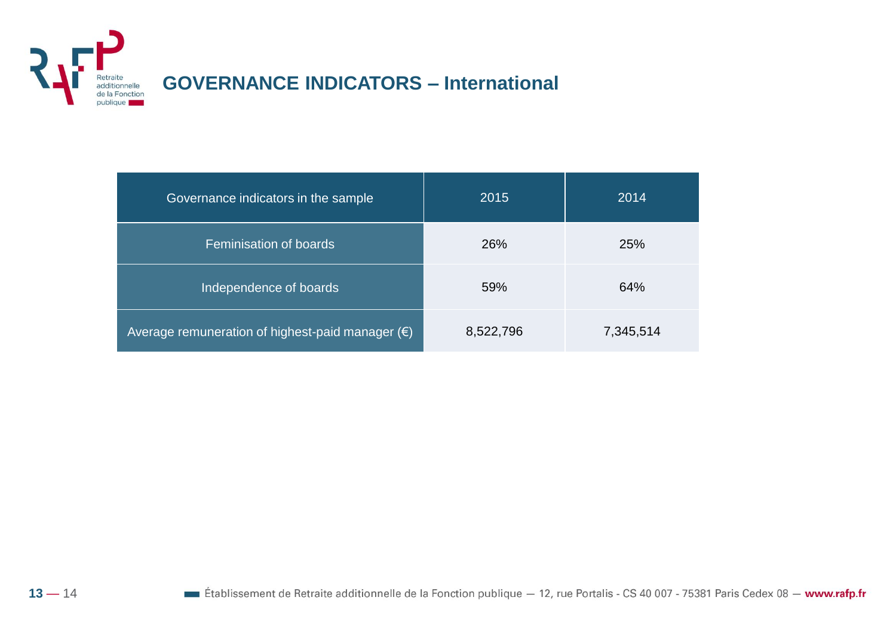# GOVERNANCE INDICATORS – International

| Governance indicators in the sample | 2015 | 2014 |
| --- | --- | --- |
| Feminisation of boards | 26% | 25% |
| Independence of boards | 59% | 64% |
| Average remuneration of highest-paid manager (€) | 8,522,796 | 7,345,514 |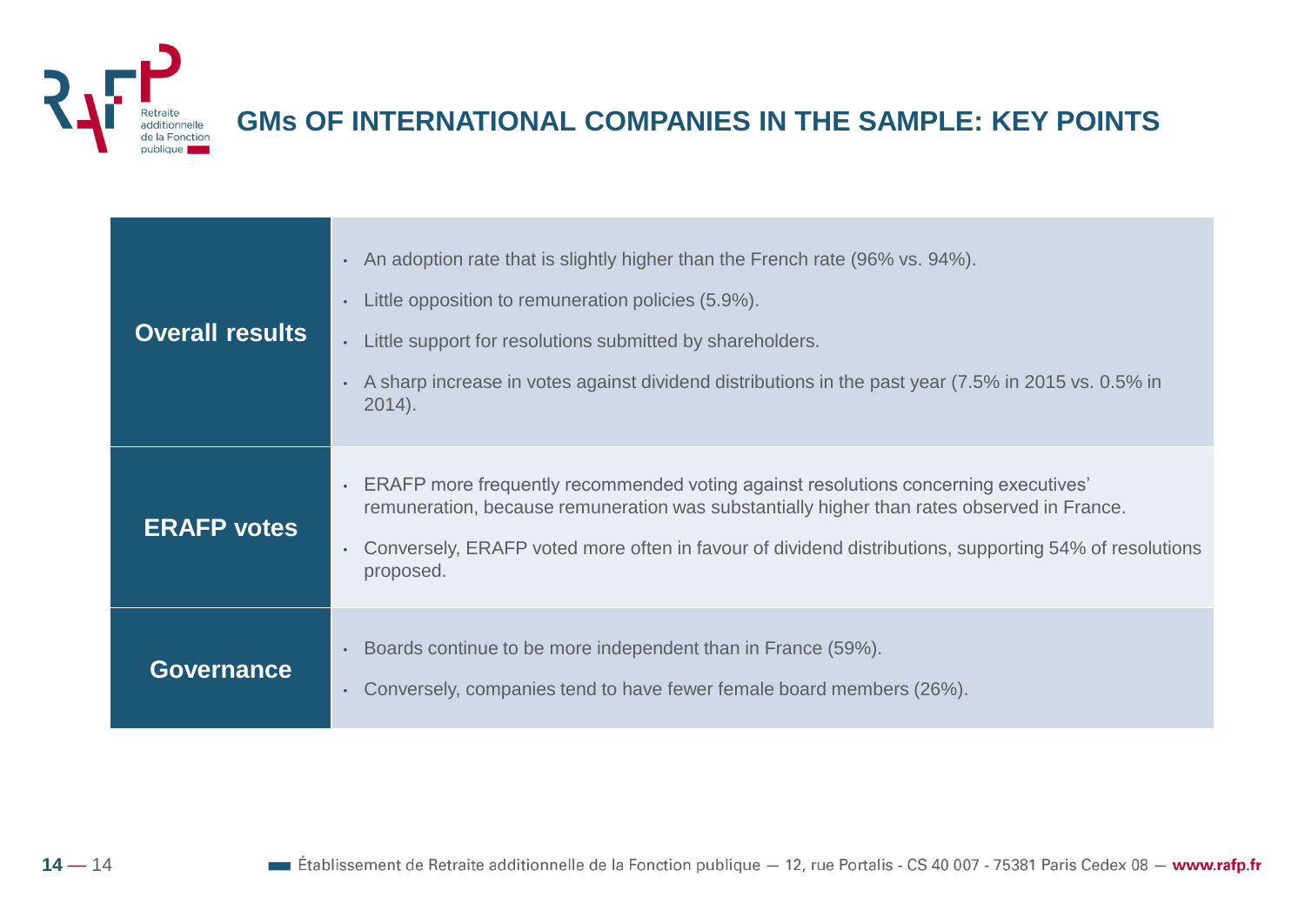# GMs OF INTERNATIONAL COMPANIES IN THE SAMPLE: KEY POINTS

| | |
|---|---|
| **Overall results** | • An adoption rate that is slightly higher than the French rate (96% vs. 94%).<br>• Little opposition to remuneration policies (5.9%).<br>• Little support for resolutions submitted by shareholders.<br>• A sharp increase in votes against dividend distributions in the past year (7.5% in 2015 vs. 0.5% in 2014). |
| **ERAFP votes** | • ERAFP more frequently recommended voting against resolutions concerning executives' remuneration, because remuneration was substantially higher than rates observed in France.<br>• Conversely, ERAFP voted more often in favour of dividend distributions, supporting 54% of resolutions proposed. |
| **Governance** | • Boards continue to be more independent than in France (59%).<br>• Conversely, companies tend to have fewer female board members (26%). |